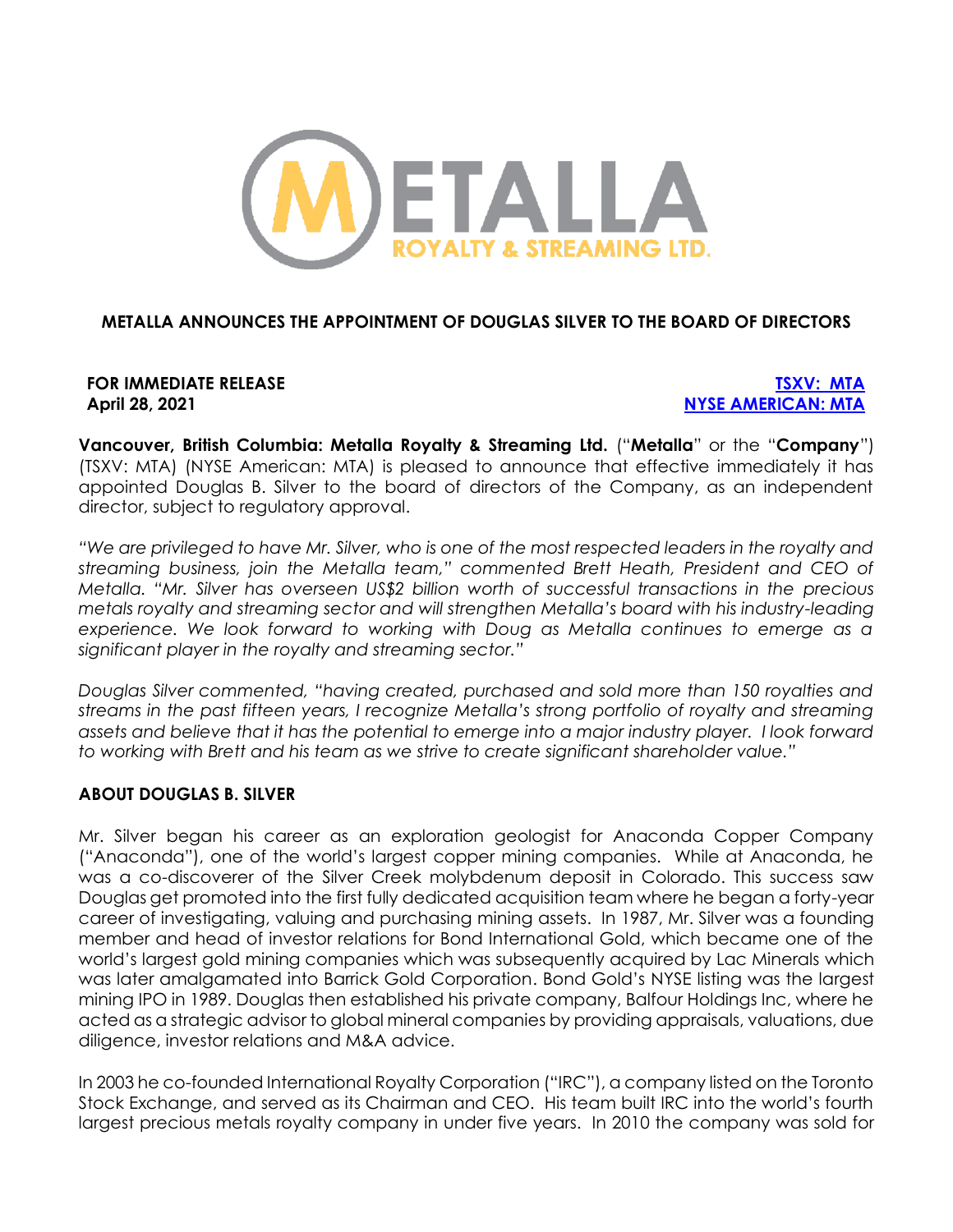# METALLA ANNOUNCES THE APPOINTMENT OF DOUGLAS SILVER TO THE BOARD OF DIRECTORS

**FOR IMMEDIATE RELEASE**
**April 28, 2021**

**TSXV: MTA**
**NYSE AMERICAN: MTA**

**Vancouver, British Columbia: Metalla Royalty & Streaming Ltd.** ("**Metalla**" or the "**Company**") (TSXV: MTA) (NYSE American: MTA) is pleased to announce that effective immediately it has appointed Douglas B. Silver to the board of directors of the Company, as an independent director, subject to regulatory approval.

*"We are privileged to have Mr. Silver, who is one of the most respected leaders in the royalty and streaming business, join the Metalla team," commented Brett Heath, President and CEO of Metalla. "Mr. Silver has overseen US$2 billion worth of successful transactions in the precious metals royalty and streaming sector and will strengthen Metalla's board with his industry-leading experience. We look forward to working with Doug as Metalla continues to emerge as a significant player in the royalty and streaming sector."*

*Douglas Silver commented, "having created, purchased and sold more than 150 royalties and streams in the past fifteen years, I recognize Metalla's strong portfolio of royalty and streaming assets and believe that it has the potential to emerge into a major industry player. I look forward to working with Brett and his team as we strive to create significant shareholder value."*

## ABOUT DOUGLAS B. SILVER

Mr. Silver began his career as an exploration geologist for Anaconda Copper Company ("Anaconda"), one of the world's largest copper mining companies. While at Anaconda, he was a co-discoverer of the Silver Creek molybdenum deposit in Colorado. This success saw Douglas get promoted into the first fully dedicated acquisition team where he began a forty-year career of investigating, valuing and purchasing mining assets. In 1987, Mr. Silver was a founding member and head of investor relations for Bond International Gold, which became one of the world's largest gold mining companies which was subsequently acquired by Lac Minerals which was later amalgamated into Barrick Gold Corporation. Bond Gold's NYSE listing was the largest mining IPO in 1989. Douglas then established his private company, Balfour Holdings Inc, where he acted as a strategic advisor to global mineral companies by providing appraisals, valuations, due diligence, investor relations and M&A advice.

In 2003 he co-founded International Royalty Corporation ("IRC"), a company listed on the Toronto Stock Exchange, and served as its Chairman and CEO. His team built IRC into the world's fourth largest precious metals royalty company in under five years. In 2010 the company was sold for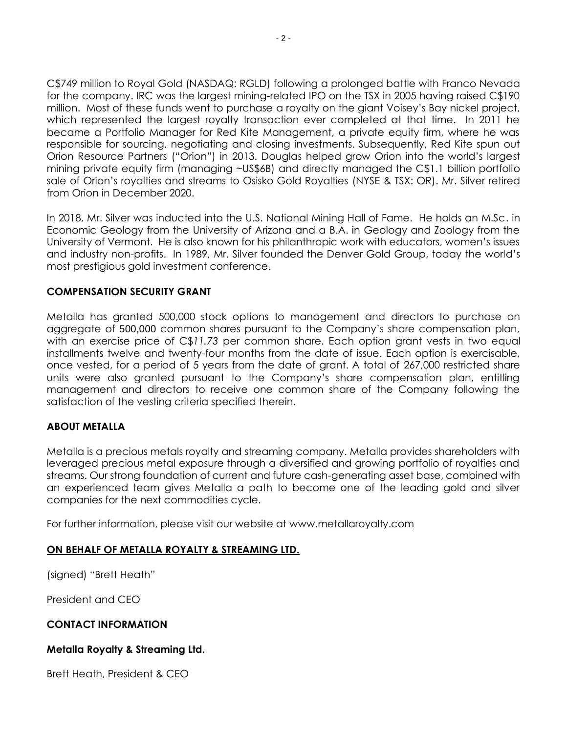C$749 million to Royal Gold (NASDAQ: RGLD) following a prolonged battle with Franco Nevada for the company. IRC was the largest mining-related IPO on the TSX in 2005 having raised C$190 million. Most of these funds went to purchase a royalty on the giant Voisey's Bay nickel project, which represented the largest royalty transaction ever completed at that time. In 2011 he became a Portfolio Manager for Red Kite Management, a private equity firm, where he was responsible for sourcing, negotiating and closing investments. Subsequently, Red Kite spun out Orion Resource Partners ("Orion") in 2013. Douglas helped grow Orion into the world's largest mining private equity firm (managing ~US$6B) and directly managed the C$1.1 billion portfolio sale of Orion's royalties and streams to Osisko Gold Royalties (NYSE & TSX: OR). Mr. Silver retired from Orion in December 2020.

In 2018, Mr. Silver was inducted into the U.S. National Mining Hall of Fame. He holds an M.Sc. in Economic Geology from the University of Arizona and a B.A. in Geology and Zoology from the University of Vermont. He is also known for his philanthropic work with educators, women's issues and industry non-profits. In 1989, Mr. Silver founded the Denver Gold Group, today the world's most prestigious gold investment conference.

**COMPENSATION SECURITY GRANT**

Metalla has granted 500,000 stock options to management and directors to purchase an aggregate of 500,000 common shares pursuant to the Company's share compensation plan, with an exercise price of C$*11.73* per common share. Each option grant vests in two equal installments twelve and twenty-four months from the date of issue. Each option is exercisable, once vested, for a period of 5 years from the date of grant. A total of 267,000 restricted share units were also granted pursuant to the Company's share compensation plan, entitling management and directors to receive one common share of the Company following the satisfaction of the vesting criteria specified therein.

**ABOUT METALLA**

Metalla is a precious metals royalty and streaming company. Metalla provides shareholders with leveraged precious metal exposure through a diversified and growing portfolio of royalties and streams. Our strong foundation of current and future cash-generating asset base, combined with an experienced team gives Metalla a path to become one of the leading gold and silver companies for the next commodities cycle.

For further information, please visit our website at www.metallaroyalty.com

**ON BEHALF OF METALLA ROYALTY & STREAMING LTD.**

(signed) "Brett Heath"

President and CEO

**CONTACT INFORMATION**

**Metalla Royalty & Streaming Ltd.**

Brett Heath, President & CEO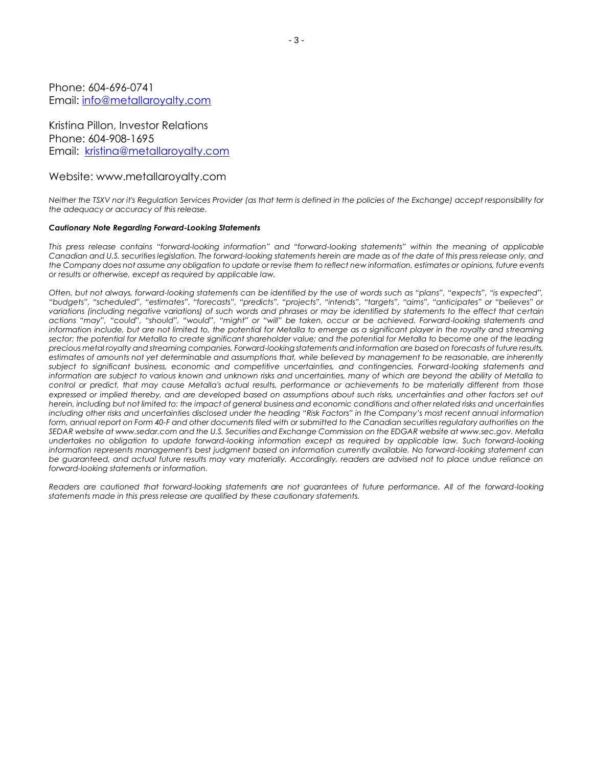Phone: 604-696-0741
Email: info@metallaroyalty.com

Kristina Pillon, Investor Relations
Phone: 604-908-1695
Email: kristina@metallaroyalty.com

Website: www.metallaroyalty.com

*Neither the TSXV nor it's Regulation Services Provider (as that term is defined in the policies of the Exchange) accept responsibility for the adequacy or accuracy of this release.*

***Cautionary Note Regarding Forward-Looking Statements***

*This press release contains "forward-looking information" and "forward-looking statements" within the meaning of applicable Canadian and U.S. securities legislation. The forward-looking statements herein are made as of the date of this press release only, and the Company does not assume any obligation to update or revise them to reflect new information, estimates or opinions, future events or results or otherwise, except as required by applicable law.*

*Often, but not always, forward-looking statements can be identified by the use of words such as "plans", "expects", "is expected", "budgets", "scheduled", "estimates", "forecasts", "predicts", "projects", "intends", "targets", "aims", "anticipates" or "believes" or variations (including negative variations) of such words and phrases or may be identified by statements to the effect that certain actions "may", "could", "should", "would", "might" or "will" be taken, occur or be achieved. Forward-looking statements and information include, but are not limited to, the potential for Metalla to emerge as a significant player in the royalty and streaming sector; the potential for Metalla to create significant shareholder value; and the potential for Metalla to become one of the leading precious metal royalty and streaming companies. Forward-looking statements and information are based on forecasts of future results, estimates of amounts not yet determinable and assumptions that, while believed by management to be reasonable, are inherently subject to significant business, economic and competitive uncertainties, and contingencies. Forward-looking statements and information are subject to various known and unknown risks and uncertainties, many of which are beyond the ability of Metalla to control or predict, that may cause Metalla's actual results, performance or achievements to be materially different from those expressed or implied thereby, and are developed based on assumptions about such risks, uncertainties and other factors set out herein, including but not limited to: the impact of general business and economic conditions and other related risks and uncertainties including other risks and uncertainties disclosed under the heading "Risk Factors" in the Company's most recent annual information form, annual report on Form 40-F and other documents filed with or submitted to the Canadian securities regulatory authorities on the SEDAR website at www.sedar.com and the U.S. Securities and Exchange Commission on the EDGAR website at www.sec.gov. Metalla undertakes no obligation to update forward-looking information except as required by applicable law. Such forward-looking information represents management's best judgment based on information currently available. No forward-looking statement can be guaranteed, and actual future results may vary materially. Accordingly, readers are advised not to place undue reliance on forward-looking statements or information.*

*Readers are cautioned that forward-looking statements are not guarantees of future performance. All of the forward-looking statements made in this press release are qualified by these cautionary statements.*